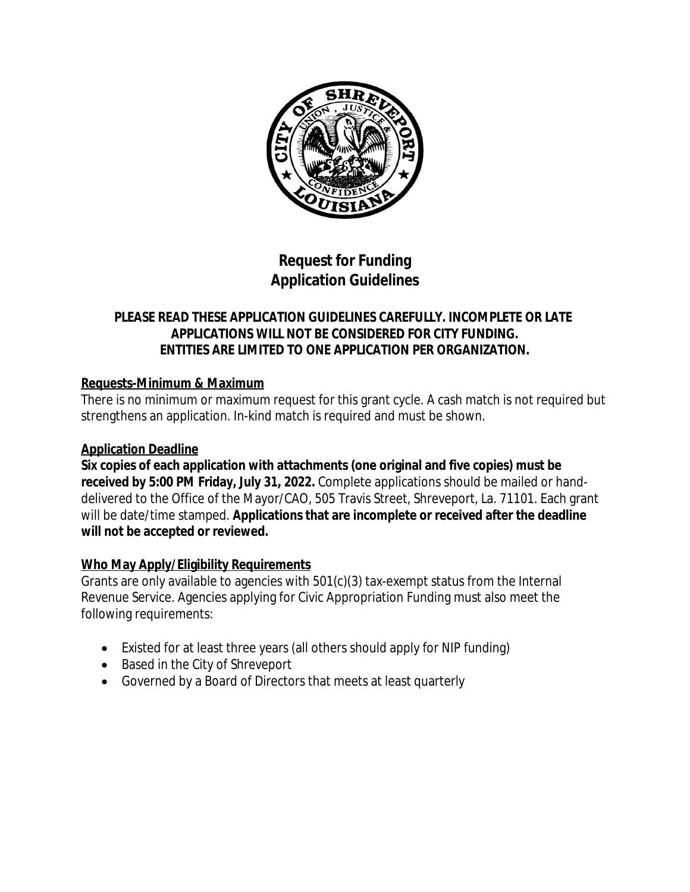# Request for Funding
# Application Guidelines

**PLEASE READ THESE APPLICATION GUIDELINES CAREFULLY. INCOMPLETE OR LATE APPLICATIONS WILL NOT BE CONSIDERED FOR CITY FUNDING.**
**ENTITIES ARE LIMITED TO ONE APPLICATION PER ORGANIZATION.**

## Requests-Minimum & Maximum

There is no minimum or maximum request for this grant cycle. A cash match is not required but strengthens an application. In-kind match is required and must be shown.

## Application Deadline

**Six copies of each application with attachments (one original and five copies) must be received by 5:00 PM Friday, July 31, 2022.** Complete applications should be mailed or hand-delivered to the Office of the Mayor/CAO, 505 Travis Street, Shreveport, La. 71101. Each grant will be date/time stamped. **Applications that are incomplete or received after the deadline will not be accepted or reviewed.**

## Who May Apply/Eligibility Requirements

Grants are only available to agencies with 501(c)(3) tax-exempt status from the Internal Revenue Service. Agencies applying for Civic Appropriation Funding must also meet the following requirements:

- Existed for at least three years (all others should apply for NIP funding)
- Based in the City of Shreveport
- Governed by a Board of Directors that meets at least quarterly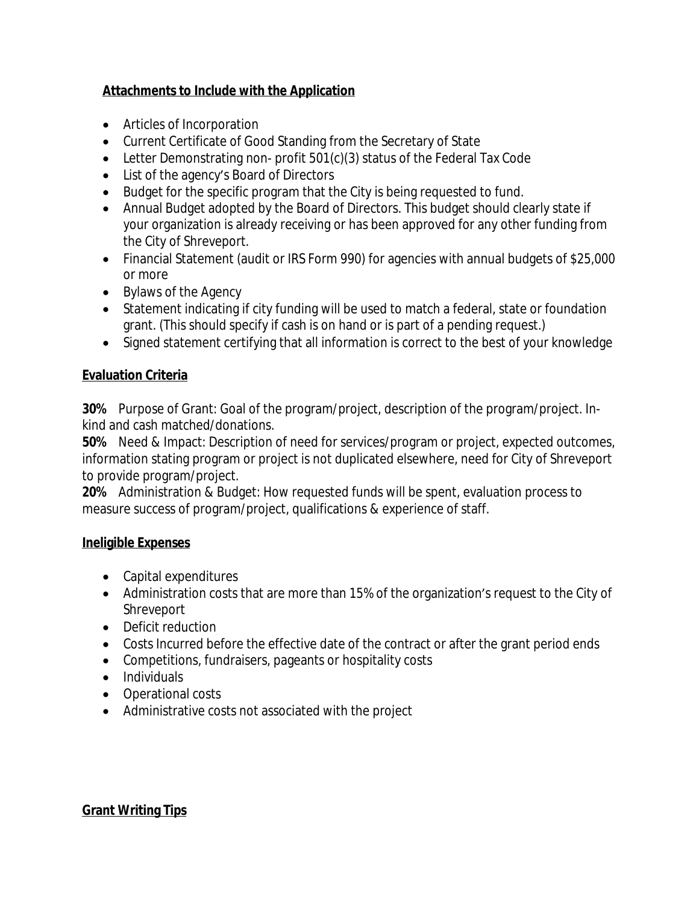**Attachments to Include with the Application**

- Articles of Incorporation
- Current Certificate of Good Standing from the Secretary of State
- Letter Demonstrating non- profit 501(c)(3) status of the Federal Tax Code
- List of the agency's Board of Directors
- Budget for the specific program that the City is being requested to fund.
- Annual Budget adopted by the Board of Directors. This budget should clearly state if your organization is already receiving or has been approved for any other funding from the City of Shreveport.
- Financial Statement (audit or IRS Form 990) for agencies with annual budgets of $25,000 or more
- Bylaws of the Agency
- Statement indicating if city funding will be used to match a federal, state or foundation grant. (This should specify if cash is on hand or is part of a pending request.)
- Signed statement certifying that all information is correct to the best of your knowledge

**Evaluation Criteria**

**30%** Purpose of Grant: Goal of the program/project, description of the program/project. In-kind and cash matched/donations.
**50%** Need & Impact: Description of need for services/program or project, expected outcomes, information stating program or project is not duplicated elsewhere, need for City of Shreveport to provide program/project.
**20%** Administration & Budget: How requested funds will be spent, evaluation process to measure success of program/project, qualifications & experience of staff.

**Ineligible Expenses**

- Capital expenditures
- Administration costs that are more than 15% of the organization's request to the City of Shreveport
- Deficit reduction
- Costs Incurred before the effective date of the contract or after the grant period ends
- Competitions, fundraisers, pageants or hospitality costs
- Individuals
- Operational costs
- Administrative costs not associated with the project

**Grant Writing Tips**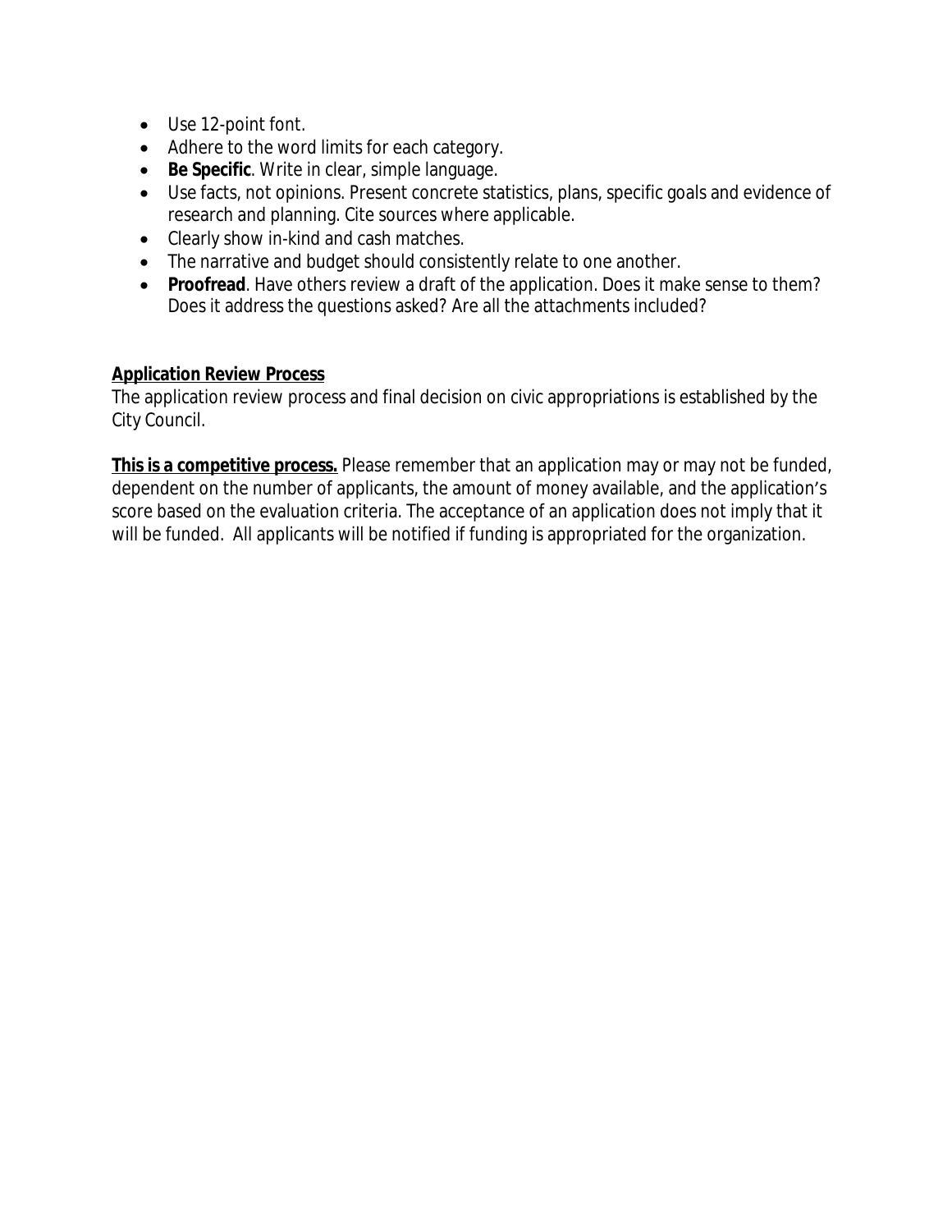- Use 12-point font.
- Adhere to the word limits for each category.
- **Be Specific**. Write in clear, simple language.
- Use facts, not opinions. Present concrete statistics, plans, specific goals and evidence of research and planning. Cite sources where applicable.
- Clearly show in-kind and cash matches.
- The narrative and budget should consistently relate to one another.
- **Proofread**. Have others review a draft of the application. Does it make sense to them? Does it address the questions asked? Are all the attachments included?

**Application Review Process**

The application review process and final decision on civic appropriations is established by the City Council.

**This is a competitive process.** Please remember that an application may or may not be funded, dependent on the number of applicants, the amount of money available, and the application's score based on the evaluation criteria. The acceptance of an application does not imply that it will be funded. All applicants will be notified if funding is appropriated for the organization.